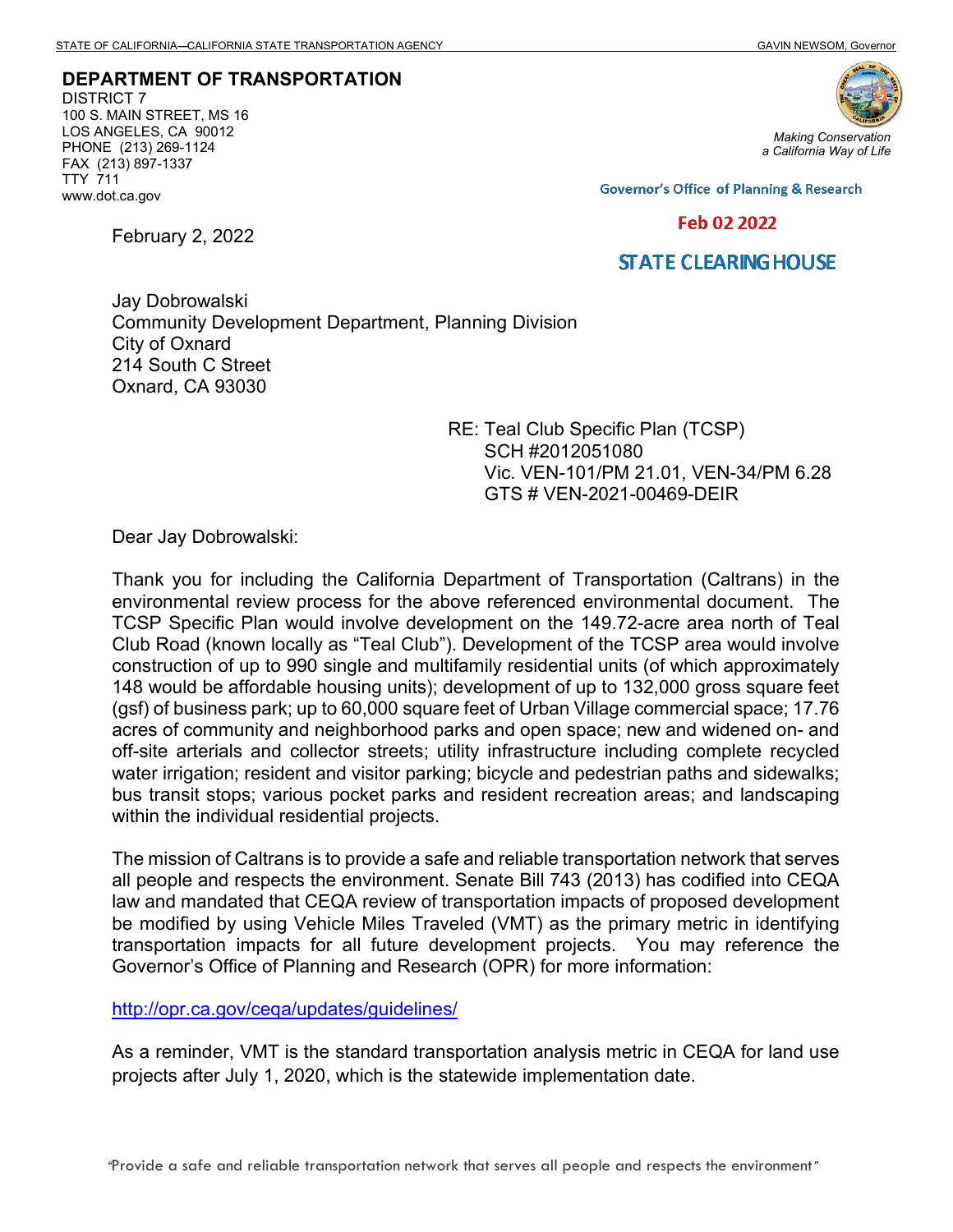STATE OF CALIFORNIA—CALIFORNIA STATE TRANSPORTATION AGENCY GAVIN NEWSOM, Governor

**DEPARTMENT OF TRANSPORTATION**
DISTRICT 7
100 S. MAIN STREET, MS 16
LOS ANGELES, CA 90012
PHONE (213) 269-1124
FAX (213) 897-1337
TTY 711
www.dot.ca.gov

*Making Conservation a California Way of Life*

Governor's Office of Planning & Research

Feb 02 2022

STATE CLEARINGHOUSE

February 2, 2022

Jay Dobrowalski
Community Development Department, Planning Division
City of Oxnard
214 South C Street
Oxnard, CA 93030

RE: Teal Club Specific Plan (TCSP)
SCH #2012051080
Vic. VEN-101/PM 21.01, VEN-34/PM 6.28
GTS # VEN-2021-00469-DEIR

Dear Jay Dobrowalski:

Thank you for including the California Department of Transportation (Caltrans) in the environmental review process for the above referenced environmental document. The TCSP Specific Plan would involve development on the 149.72-acre area north of Teal Club Road (known locally as "Teal Club"). Development of the TCSP area would involve construction of up to 990 single and multifamily residential units (of which approximately 148 would be affordable housing units); development of up to 132,000 gross square feet (gsf) of business park; up to 60,000 square feet of Urban Village commercial space; 17.76 acres of community and neighborhood parks and open space; new and widened on- and off-site arterials and collector streets; utility infrastructure including complete recycled water irrigation; resident and visitor parking; bicycle and pedestrian paths and sidewalks; bus transit stops; various pocket parks and resident recreation areas; and landscaping within the individual residential projects.

The mission of Caltrans is to provide a safe and reliable transportation network that serves all people and respects the environment. Senate Bill 743 (2013) has codified into CEQA law and mandated that CEQA review of transportation impacts of proposed development be modified by using Vehicle Miles Traveled (VMT) as the primary metric in identifying transportation impacts for all future development projects. You may reference the Governor's Office of Planning and Research (OPR) for more information:

http://opr.ca.gov/ceqa/updates/guidelines/

As a reminder, VMT is the standard transportation analysis metric in CEQA for land use projects after July 1, 2020, which is the statewide implementation date.

"Provide a safe and reliable transportation network that serves all people and respects the environment"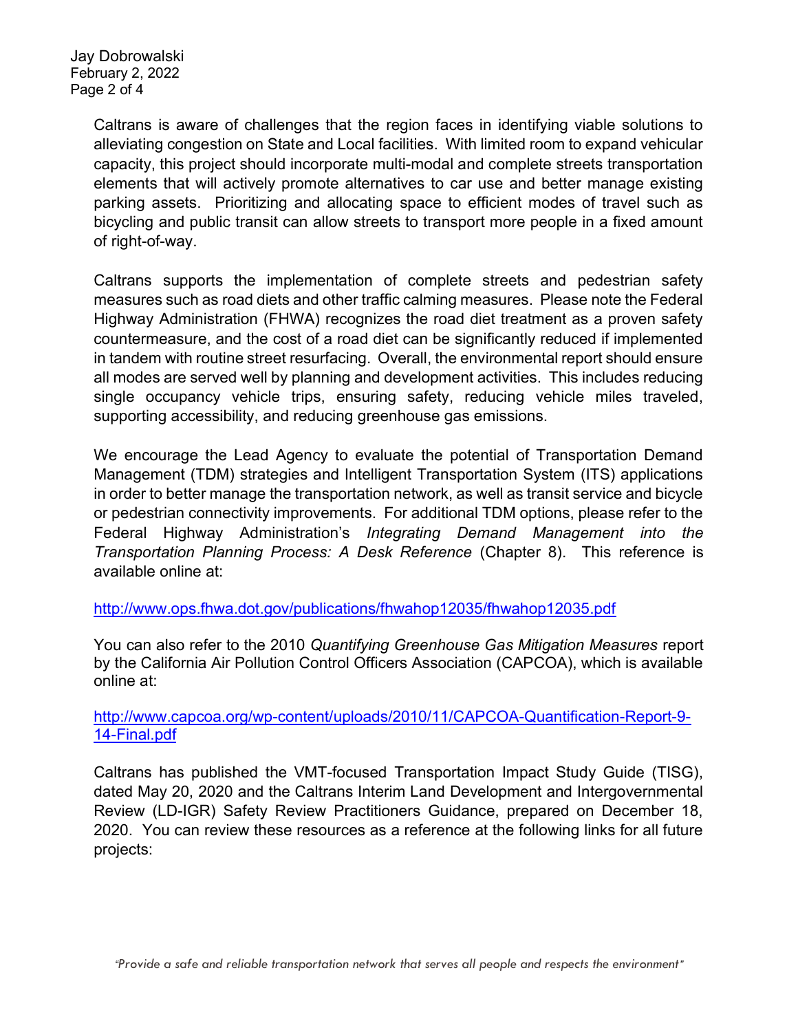Caltrans is aware of challenges that the region faces in identifying viable solutions to alleviating congestion on State and Local facilities. With limited room to expand vehicular capacity, this project should incorporate multi-modal and complete streets transportation elements that will actively promote alternatives to car use and better manage existing parking assets. Prioritizing and allocating space to efficient modes of travel such as bicycling and public transit can allow streets to transport more people in a fixed amount of right-of-way.

Caltrans supports the implementation of complete streets and pedestrian safety measures such as road diets and other traffic calming measures. Please note the Federal Highway Administration (FHWA) recognizes the road diet treatment as a proven safety countermeasure, and the cost of a road diet can be significantly reduced if implemented in tandem with routine street resurfacing. Overall, the environmental report should ensure all modes are served well by planning and development activities. This includes reducing single occupancy vehicle trips, ensuring safety, reducing vehicle miles traveled, supporting accessibility, and reducing greenhouse gas emissions.

We encourage the Lead Agency to evaluate the potential of Transportation Demand Management (TDM) strategies and Intelligent Transportation System (ITS) applications in order to better manage the transportation network, as well as transit service and bicycle or pedestrian connectivity improvements. For additional TDM options, please refer to the Federal Highway Administration's *Integrating Demand Management into the Transportation Planning Process: A Desk Reference* (Chapter 8). This reference is available online at:

http://www.ops.fhwa.dot.gov/publications/fhwahop12035/fhwahop12035.pdf

You can also refer to the 2010 *Quantifying Greenhouse Gas Mitigation Measures* report by the California Air Pollution Control Officers Association (CAPCOA), which is available online at:

http://www.capcoa.org/wp-content/uploads/2010/11/CAPCOA-Quantification-Report-9-14-Final.pdf

Caltrans has published the VMT-focused Transportation Impact Study Guide (TISG), dated May 20, 2020 and the Caltrans Interim Land Development and Intergovernmental Review (LD-IGR) Safety Review Practitioners Guidance, prepared on December 18, 2020. You can review these resources as a reference at the following links for all future projects: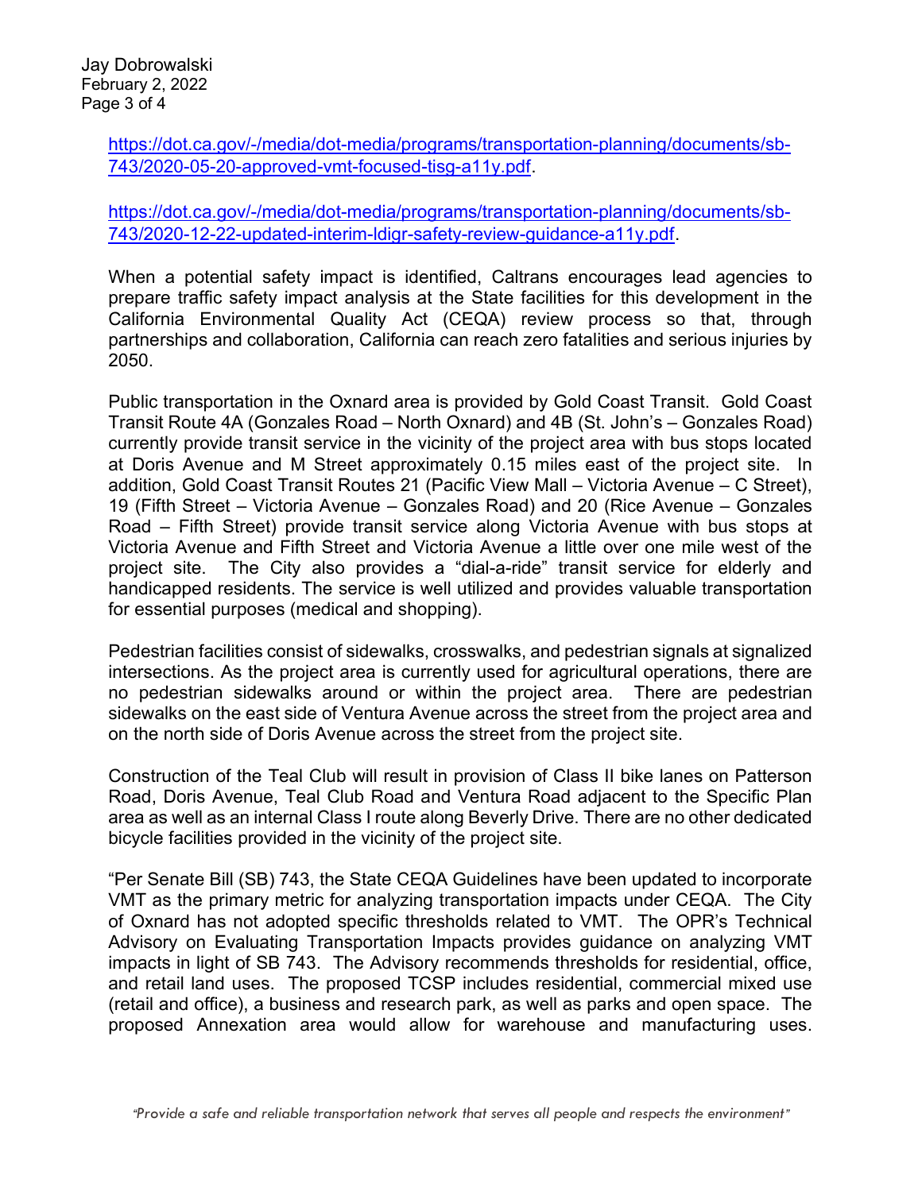https://dot.ca.gov/-/media/dot-media/programs/transportation-planning/documents/sb-743/2020-05-20-approved-vmt-focused-tisg-a11y.pdf.

https://dot.ca.gov/-/media/dot-media/programs/transportation-planning/documents/sb-743/2020-12-22-updated-interim-ldigr-safety-review-guidance-a11y.pdf.

When a potential safety impact is identified, Caltrans encourages lead agencies to prepare traffic safety impact analysis at the State facilities for this development in the California Environmental Quality Act (CEQA) review process so that, through partnerships and collaboration, California can reach zero fatalities and serious injuries by 2050.

Public transportation in the Oxnard area is provided by Gold Coast Transit. Gold Coast Transit Route 4A (Gonzales Road – North Oxnard) and 4B (St. John's – Gonzales Road) currently provide transit service in the vicinity of the project area with bus stops located at Doris Avenue and M Street approximately 0.15 miles east of the project site. In addition, Gold Coast Transit Routes 21 (Pacific View Mall – Victoria Avenue – C Street), 19 (Fifth Street – Victoria Avenue – Gonzales Road) and 20 (Rice Avenue – Gonzales Road – Fifth Street) provide transit service along Victoria Avenue with bus stops at Victoria Avenue and Fifth Street and Victoria Avenue a little over one mile west of the project site. The City also provides a "dial-a-ride" transit service for elderly and handicapped residents. The service is well utilized and provides valuable transportation for essential purposes (medical and shopping).

Pedestrian facilities consist of sidewalks, crosswalks, and pedestrian signals at signalized intersections. As the project area is currently used for agricultural operations, there are no pedestrian sidewalks around or within the project area. There are pedestrian sidewalks on the east side of Ventura Avenue across the street from the project area and on the north side of Doris Avenue across the street from the project site.

Construction of the Teal Club will result in provision of Class II bike lanes on Patterson Road, Doris Avenue, Teal Club Road and Ventura Road adjacent to the Specific Plan area as well as an internal Class I route along Beverly Drive. There are no other dedicated bicycle facilities provided in the vicinity of the project site.

"Per Senate Bill (SB) 743, the State CEQA Guidelines have been updated to incorporate VMT as the primary metric for analyzing transportation impacts under CEQA. The City of Oxnard has not adopted specific thresholds related to VMT. The OPR's Technical Advisory on Evaluating Transportation Impacts provides guidance on analyzing VMT impacts in light of SB 743. The Advisory recommends thresholds for residential, office, and retail land uses. The proposed TCSP includes residential, commercial mixed use (retail and office), a business and research park, as well as parks and open space. The proposed Annexation area would allow for warehouse and manufacturing uses.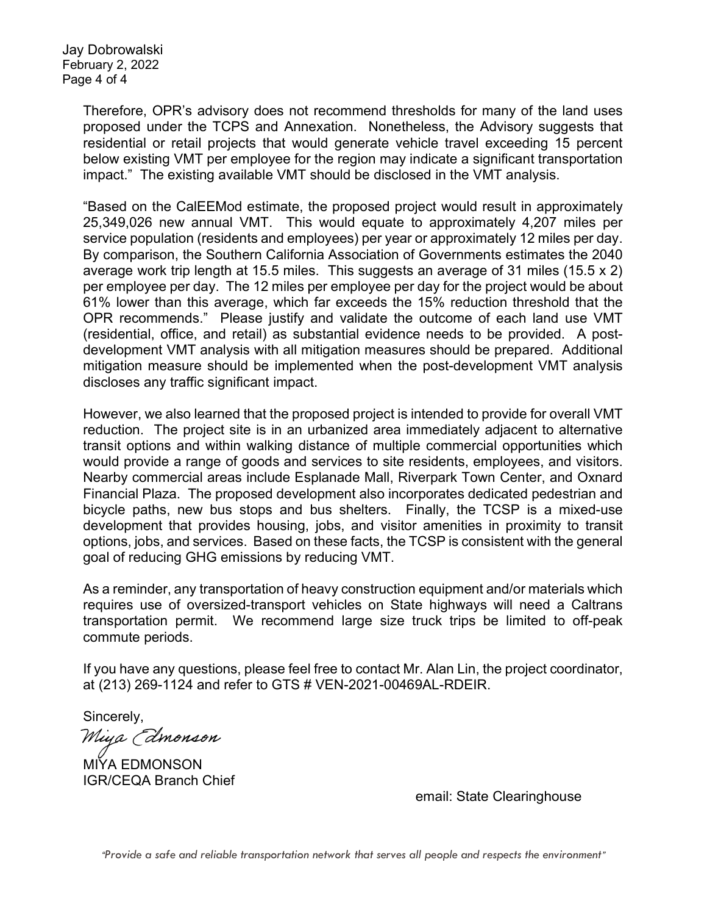Therefore, OPR's advisory does not recommend thresholds for many of the land uses proposed under the TCPS and Annexation. Nonetheless, the Advisory suggests that residential or retail projects that would generate vehicle travel exceeding 15 percent below existing VMT per employee for the region may indicate a significant transportation impact." The existing available VMT should be disclosed in the VMT analysis.

"Based on the CalEEMod estimate, the proposed project would result in approximately 25,349,026 new annual VMT. This would equate to approximately 4,207 miles per service population (residents and employees) per year or approximately 12 miles per day. By comparison, the Southern California Association of Governments estimates the 2040 average work trip length at 15.5 miles. This suggests an average of 31 miles (15.5 x 2) per employee per day. The 12 miles per employee per day for the project would be about 61% lower than this average, which far exceeds the 15% reduction threshold that the OPR recommends." Please justify and validate the outcome of each land use VMT (residential, office, and retail) as substantial evidence needs to be provided. A post-development VMT analysis with all mitigation measures should be prepared. Additional mitigation measure should be implemented when the post-development VMT analysis discloses any traffic significant impact.

However, we also learned that the proposed project is intended to provide for overall VMT reduction. The project site is in an urbanized area immediately adjacent to alternative transit options and within walking distance of multiple commercial opportunities which would provide a range of goods and services to site residents, employees, and visitors. Nearby commercial areas include Esplanade Mall, Riverpark Town Center, and Oxnard Financial Plaza. The proposed development also incorporates dedicated pedestrian and bicycle paths, new bus stops and bus shelters. Finally, the TCSP is a mixed-use development that provides housing, jobs, and visitor amenities in proximity to transit options, jobs, and services. Based on these facts, the TCSP is consistent with the general goal of reducing GHG emissions by reducing VMT.

As a reminder, any transportation of heavy construction equipment and/or materials which requires use of oversized-transport vehicles on State highways will need a Caltrans transportation permit. We recommend large size truck trips be limited to off-peak commute periods.

If you have any questions, please feel free to contact Mr. Alan Lin, the project coordinator, at (213) 269-1124 and refer to GTS # VEN-2021-00469AL-RDEIR.

Sincerely,

*Miya Edmonson*

MIYA EDMONSON
IGR/CEQA Branch Chief

email: State Clearinghouse

*"Provide a safe and reliable transportation network that serves all people and respects the environment"*